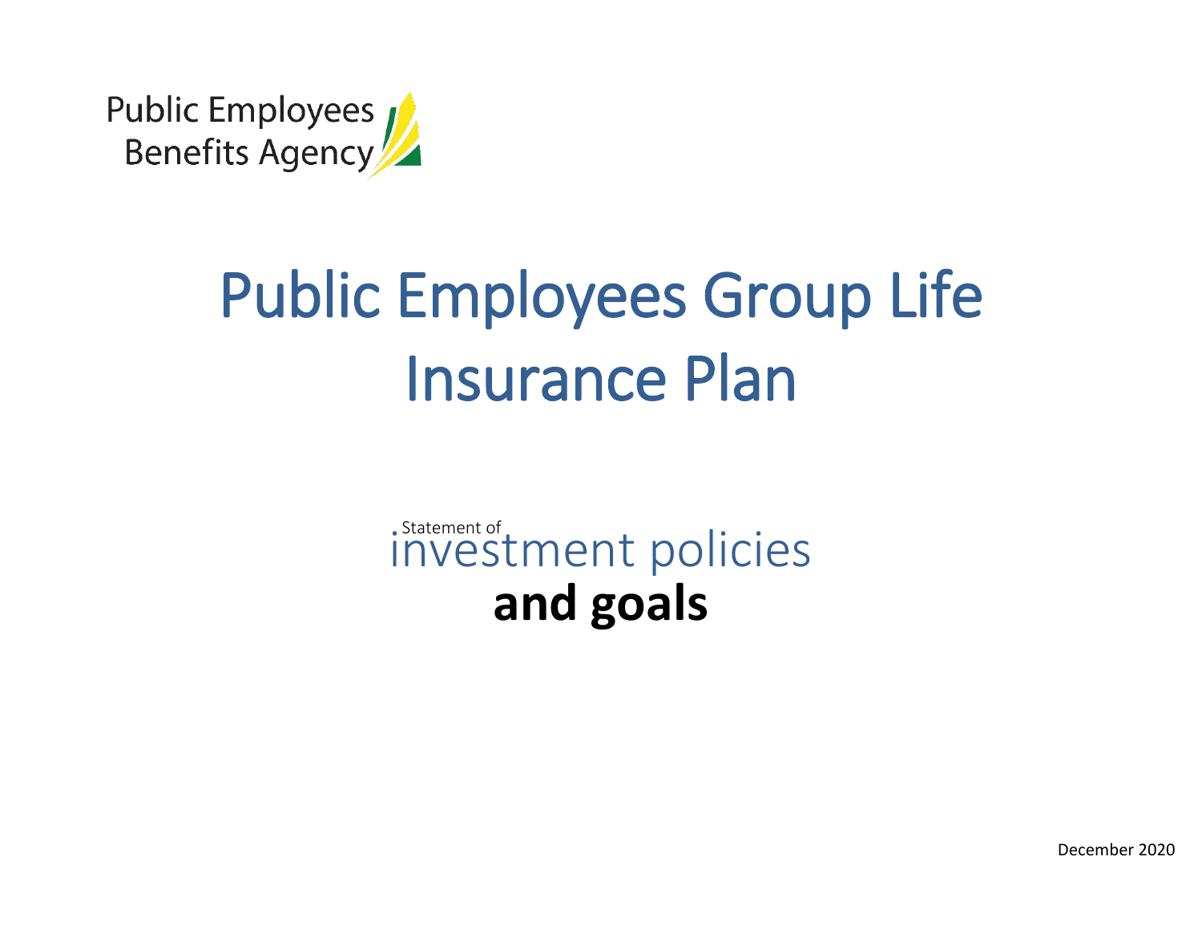Public Employees Benefits Agency

# Public Employees Group Life Insurance Plan

## Statement of investment policies **and goals**

December 2020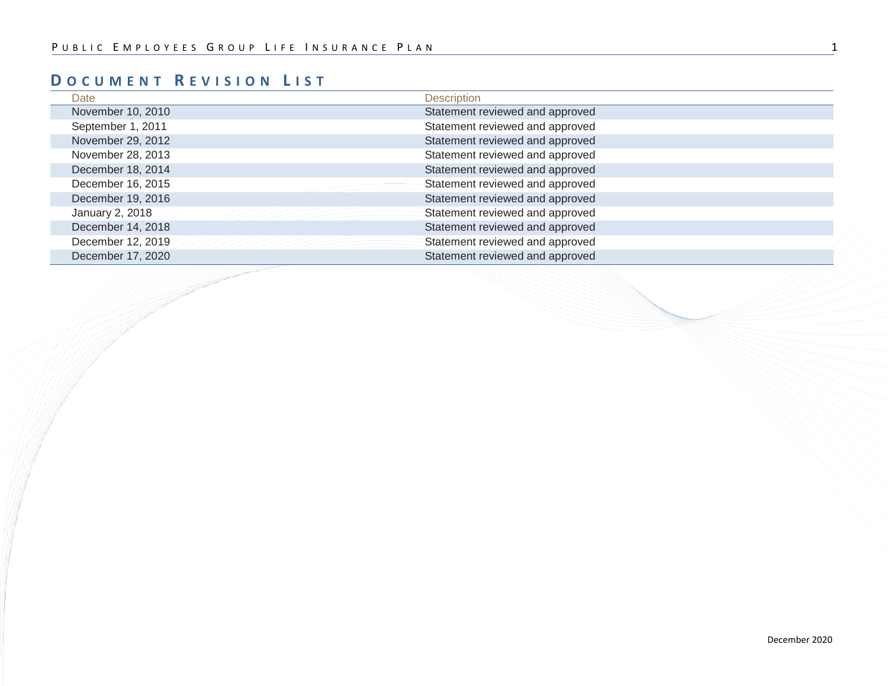## Document Revision List

| Date | Description |
| --- | --- |
| November 10, 2010 | Statement reviewed and approved |
| September 1, 2011 | Statement reviewed and approved |
| November 29, 2012 | Statement reviewed and approved |
| November 28, 2013 | Statement reviewed and approved |
| December 18, 2014 | Statement reviewed and approved |
| December 16, 2015 | Statement reviewed and approved |
| December 19, 2016 | Statement reviewed and approved |
| January 2, 2018 | Statement reviewed and approved |
| December 14, 2018 | Statement reviewed and approved |
| December 12, 2019 | Statement reviewed and approved |
| December 17, 2020 | Statement reviewed and approved |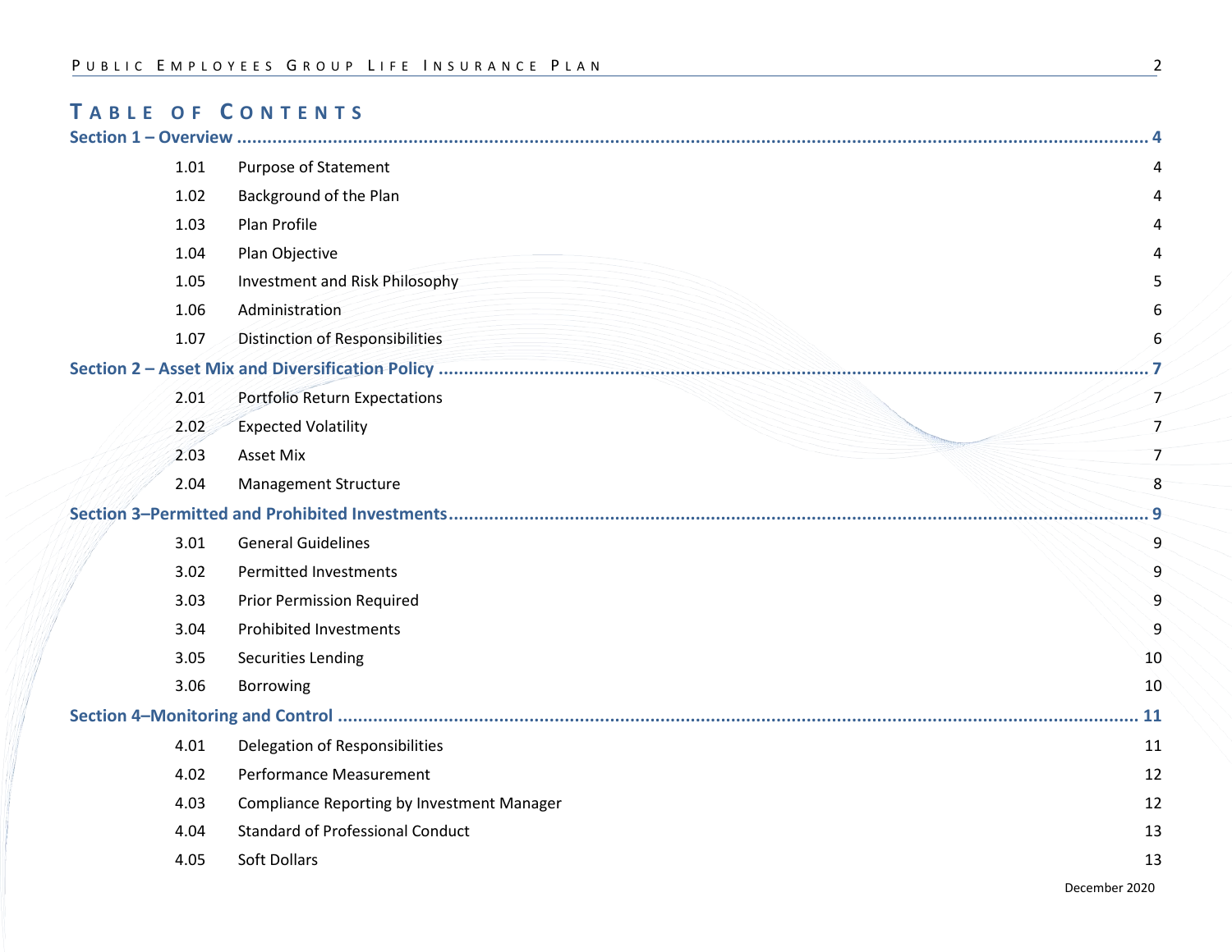# Table of Contents

**Section 1 – Overview** ..... **4**

| | | |
|---|---|---|
| 1.01 | Purpose of Statement | 4 |
| 1.02 | Background of the Plan | 4 |
| 1.03 | Plan Profile | 4 |
| 1.04 | Plan Objective | 4 |
| 1.05 | Investment and Risk Philosophy | 5 |
| 1.06 | Administration | 6 |
| 1.07 | Distinction of Responsibilities | 6 |

**Section 2 – Asset Mix and Diversification Policy** ..... **7**

| | | |
|---|---|---|
| 2.01 | Portfolio Return Expectations | 7 |
| 2.02 | Expected Volatility | 7 |
| 2.03 | Asset Mix | 7 |
| 2.04 | Management Structure | 8 |

**Section 3–Permitted and Prohibited Investments** ..... **9**

| | | |
|---|---|---|
| 3.01 | General Guidelines | 9 |
| 3.02 | Permitted Investments | 9 |
| 3.03 | Prior Permission Required | 9 |
| 3.04 | Prohibited Investments | 9 |
| 3.05 | Securities Lending | 10 |
| 3.06 | Borrowing | 10 |

**Section 4–Monitoring and Control** ..... **11**

| | | |
|---|---|---|
| 4.01 | Delegation of Responsibilities | 11 |
| 4.02 | Performance Measurement | 12 |
| 4.03 | Compliance Reporting by Investment Manager | 12 |
| 4.04 | Standard of Professional Conduct | 13 |
| 4.05 | Soft Dollars | 13 |

December 2020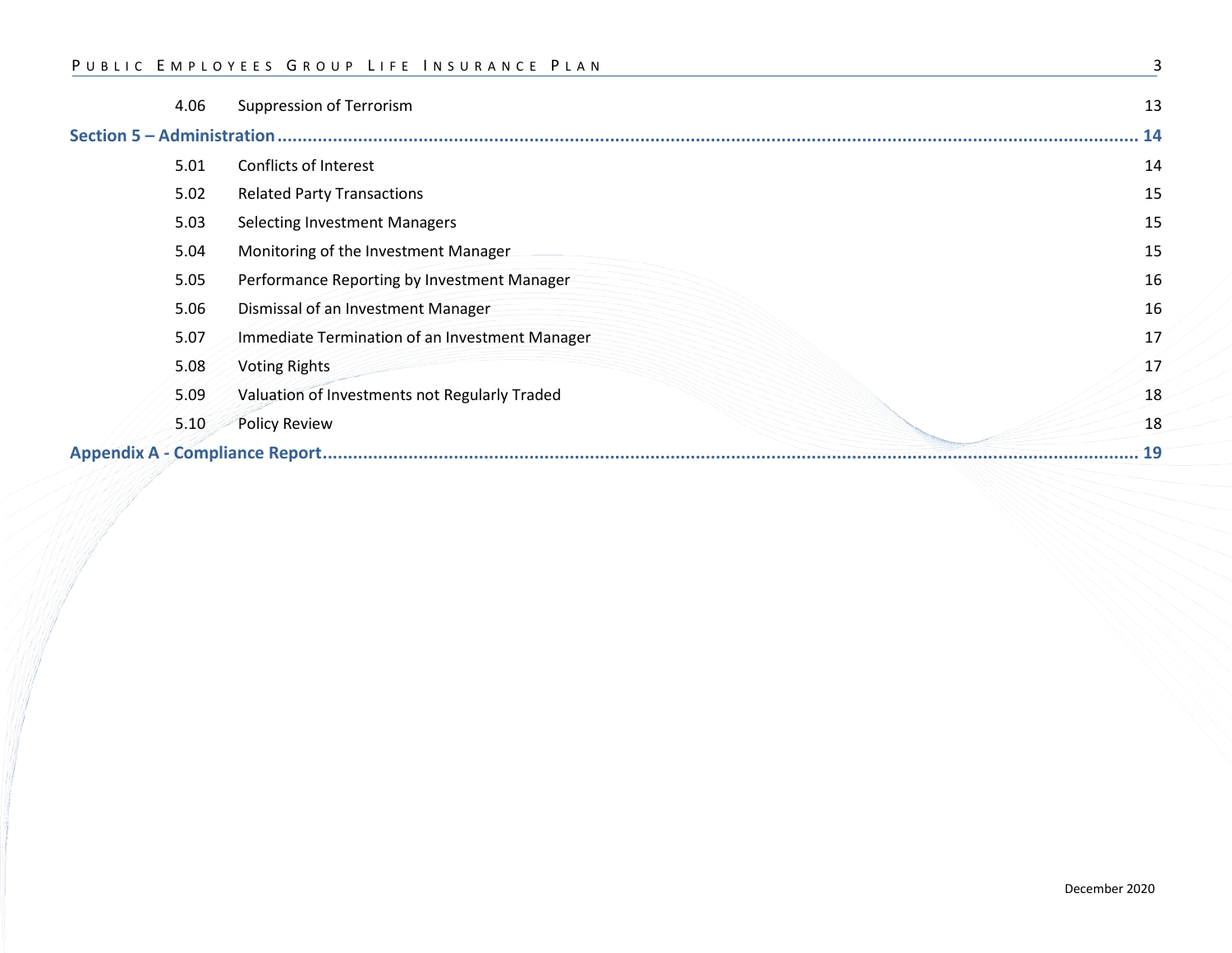| | | |
|---|---|---|
| 4.06 | Suppression of Terrorism | 13 |
| **Section 5 – Administration** | | **14** |
| 5.01 | Conflicts of Interest | 14 |
| 5.02 | Related Party Transactions | 15 |
| 5.03 | Selecting Investment Managers | 15 |
| 5.04 | Monitoring of the Investment Manager | 15 |
| 5.05 | Performance Reporting by Investment Manager | 16 |
| 5.06 | Dismissal of an Investment Manager | 16 |
| 5.07 | Immediate Termination of an Investment Manager | 17 |
| 5.08 | Voting Rights | 17 |
| 5.09 | Valuation of Investments not Regularly Traded | 18 |
| 5.10 | Policy Review | 18 |
| **Appendix A - Compliance Report** | | **19** |

December 2020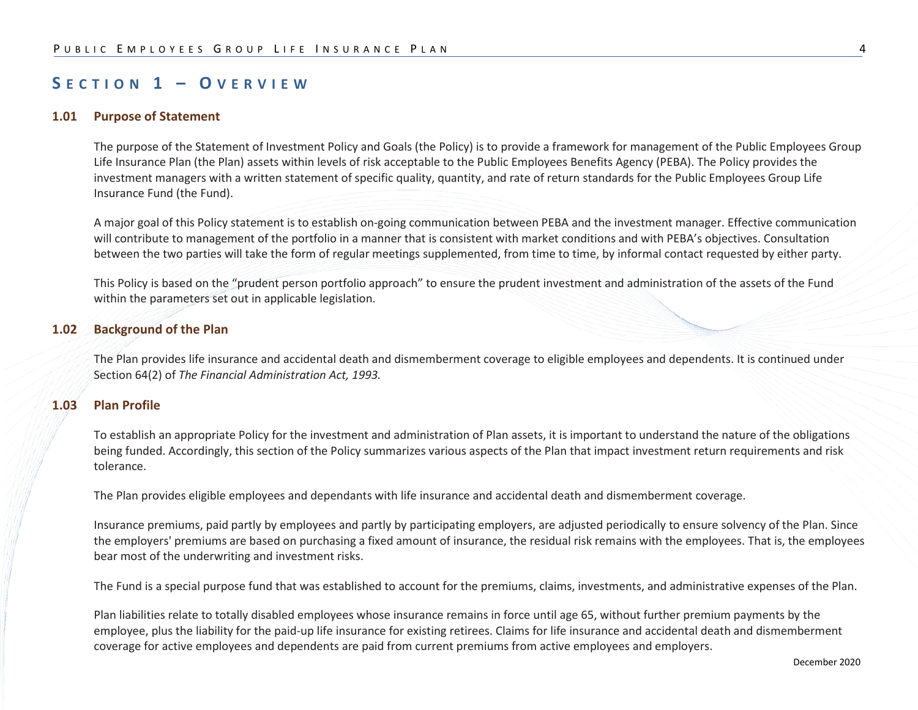## Section 1 – Overview

### 1.01 Purpose of Statement

The purpose of the Statement of Investment Policy and Goals (the Policy) is to provide a framework for management of the Public Employees Group Life Insurance Plan (the Plan) assets within levels of risk acceptable to the Public Employees Benefits Agency (PEBA). The Policy provides the investment managers with a written statement of specific quality, quantity, and rate of return standards for the Public Employees Group Life Insurance Fund (the Fund).

A major goal of this Policy statement is to establish on-going communication between PEBA and the investment manager. Effective communication will contribute to management of the portfolio in a manner that is consistent with market conditions and with PEBA's objectives. Consultation between the two parties will take the form of regular meetings supplemented, from time to time, by informal contact requested by either party.

This Policy is based on the "prudent person portfolio approach" to ensure the prudent investment and administration of the assets of the Fund within the parameters set out in applicable legislation.

### 1.02 Background of the Plan

The Plan provides life insurance and accidental death and dismemberment coverage to eligible employees and dependents. It is continued under Section 64(2) of *The Financial Administration Act, 1993.*

### 1.03 Plan Profile

To establish an appropriate Policy for the investment and administration of Plan assets, it is important to understand the nature of the obligations being funded. Accordingly, this section of the Policy summarizes various aspects of the Plan that impact investment return requirements and risk tolerance.

The Plan provides eligible employees and dependants with life insurance and accidental death and dismemberment coverage.

Insurance premiums, paid partly by employees and partly by participating employers, are adjusted periodically to ensure solvency of the Plan. Since the employers' premiums are based on purchasing a fixed amount of insurance, the residual risk remains with the employees. That is, the employees bear most of the underwriting and investment risks.

The Fund is a special purpose fund that was established to account for the premiums, claims, investments, and administrative expenses of the Plan.

Plan liabilities relate to totally disabled employees whose insurance remains in force until age 65, without further premium payments by the employee, plus the liability for the paid-up life insurance for existing retirees. Claims for life insurance and accidental death and dismemberment coverage for active employees and dependents are paid from current premiums from active employees and employers.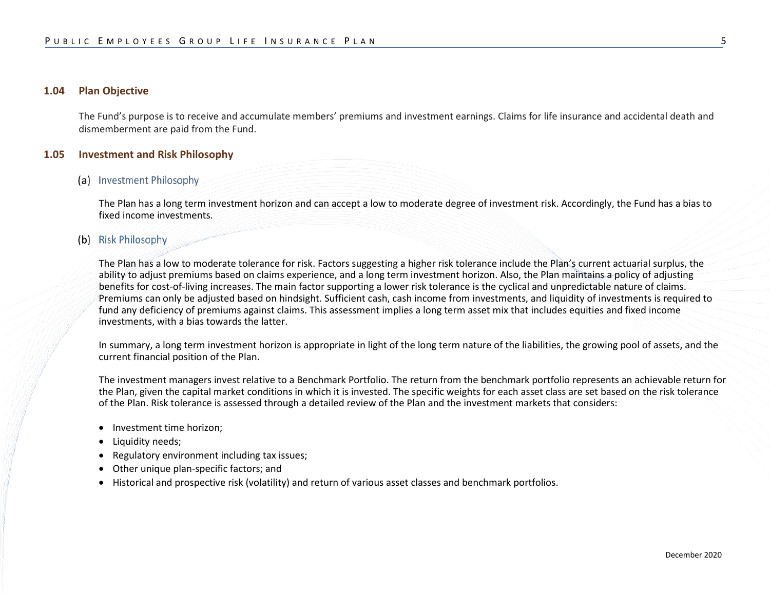## 1.04 Plan Objective

The Fund's purpose is to receive and accumulate members' premiums and investment earnings. Claims for life insurance and accidental death and dismemberment are paid from the Fund.

## 1.05 Investment and Risk Philosophy

### (a) Investment Philosophy

The Plan has a long term investment horizon and can accept a low to moderate degree of investment risk. Accordingly, the Fund has a bias to fixed income investments.

### (b) Risk Philosophy

The Plan has a low to moderate tolerance for risk. Factors suggesting a higher risk tolerance include the Plan's current actuarial surplus, the ability to adjust premiums based on claims experience, and a long term investment horizon. Also, the Plan maintains a policy of adjusting benefits for cost-of-living increases. The main factor supporting a lower risk tolerance is the cyclical and unpredictable nature of claims. Premiums can only be adjusted based on hindsight. Sufficient cash, cash income from investments, and liquidity of investments is required to fund any deficiency of premiums against claims. This assessment implies a long term asset mix that includes equities and fixed income investments, with a bias towards the latter.

In summary, a long term investment horizon is appropriate in light of the long term nature of the liabilities, the growing pool of assets, and the current financial position of the Plan.

The investment managers invest relative to a Benchmark Portfolio. The return from the benchmark portfolio represents an achievable return for the Plan, given the capital market conditions in which it is invested. The specific weights for each asset class are set based on the risk tolerance of the Plan. Risk tolerance is assessed through a detailed review of the Plan and the investment markets that considers:

- Investment time horizon;
- Liquidity needs;
- Regulatory environment including tax issues;
- Other unique plan-specific factors; and
- Historical and prospective risk (volatility) and return of various asset classes and benchmark portfolios.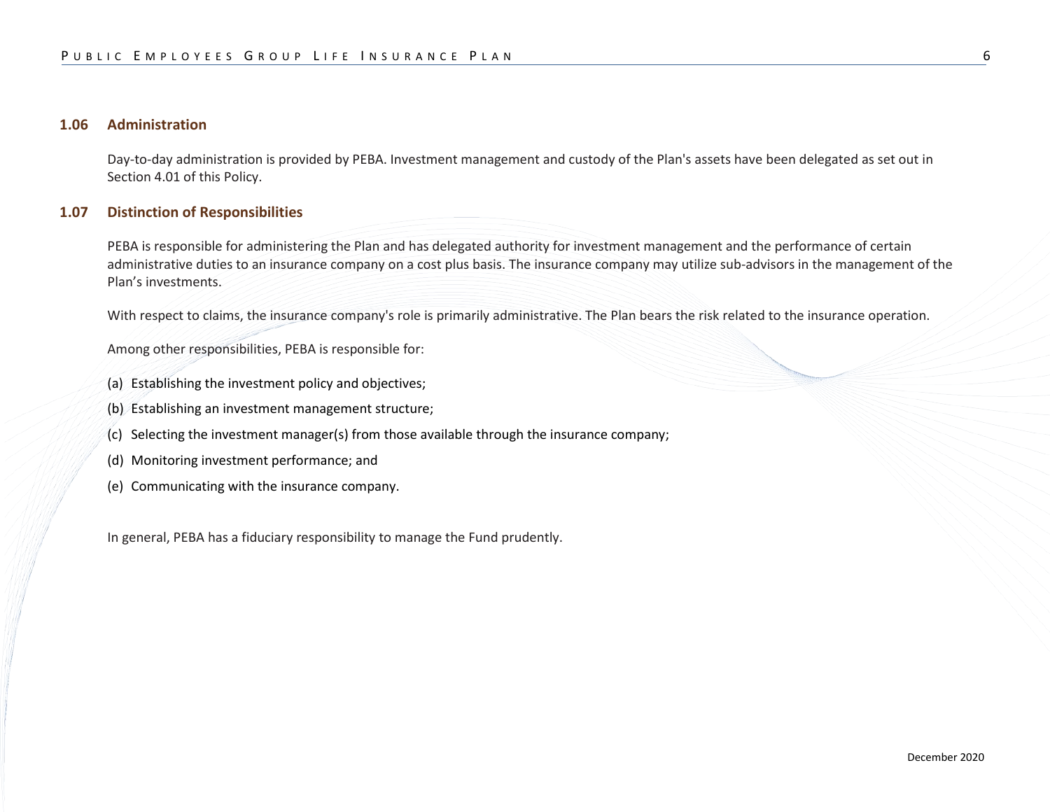## 1.06 Administration

Day-to-day administration is provided by PEBA. Investment management and custody of the Plan's assets have been delegated as set out in Section 4.01 of this Policy.

## 1.07 Distinction of Responsibilities

PEBA is responsible for administering the Plan and has delegated authority for investment management and the performance of certain administrative duties to an insurance company on a cost plus basis. The insurance company may utilize sub-advisors in the management of the Plan's investments.

With respect to claims, the insurance company's role is primarily administrative. The Plan bears the risk related to the insurance operation.

Among other responsibilities, PEBA is responsible for:

(a) Establishing the investment policy and objectives;

(b) Establishing an investment management structure;

(c) Selecting the investment manager(s) from those available through the insurance company;

(d) Monitoring investment performance; and

(e) Communicating with the insurance company.

In general, PEBA has a fiduciary responsibility to manage the Fund prudently.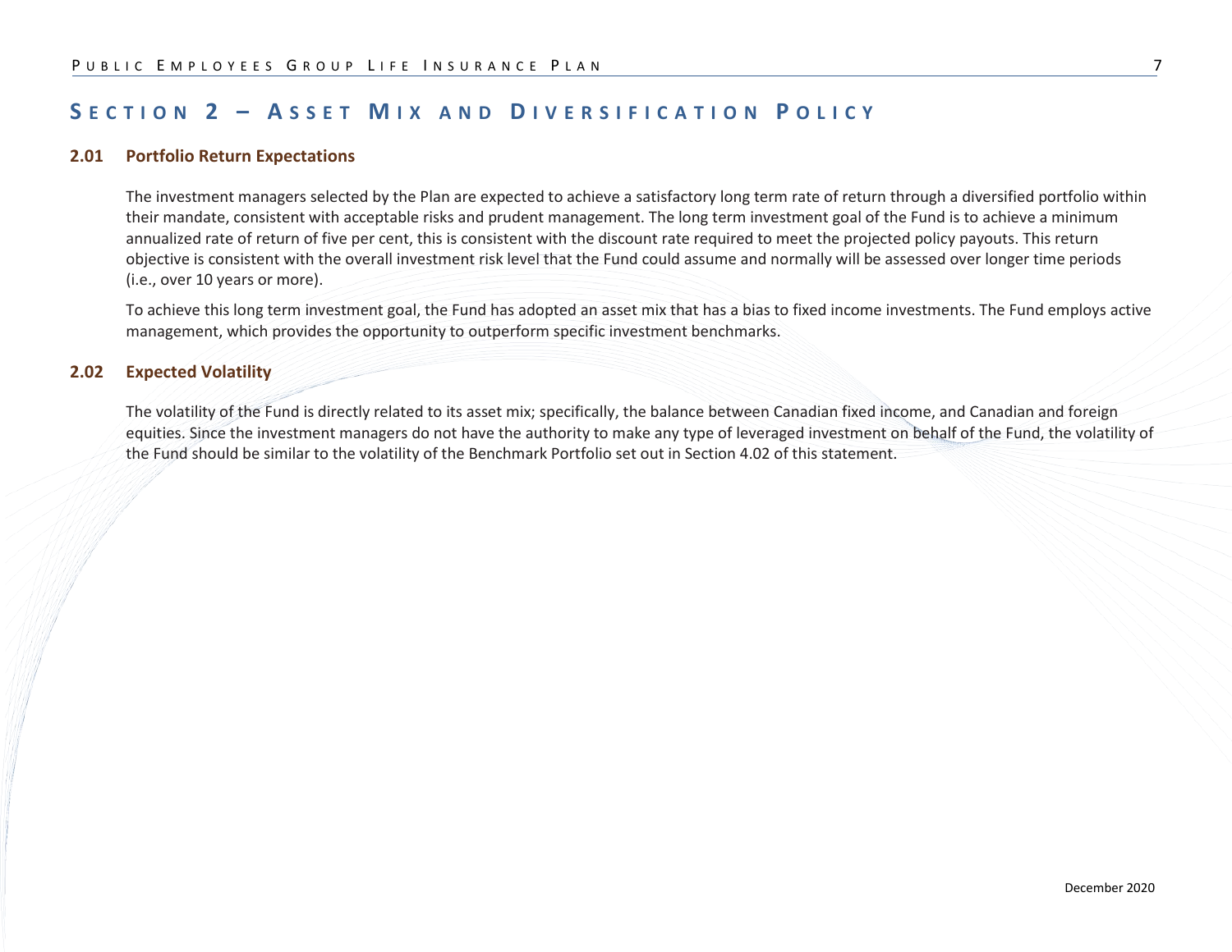# Section 2 – Asset Mix and Diversification Policy

## 2.01 Portfolio Return Expectations

The investment managers selected by the Plan are expected to achieve a satisfactory long term rate of return through a diversified portfolio within their mandate, consistent with acceptable risks and prudent management. The long term investment goal of the Fund is to achieve a minimum annualized rate of return of five per cent, this is consistent with the discount rate required to meet the projected policy payouts. This return objective is consistent with the overall investment risk level that the Fund could assume and normally will be assessed over longer time periods (i.e., over 10 years or more).

To achieve this long term investment goal, the Fund has adopted an asset mix that has a bias to fixed income investments. The Fund employs active management, which provides the opportunity to outperform specific investment benchmarks.

## 2.02 Expected Volatility

The volatility of the Fund is directly related to its asset mix; specifically, the balance between Canadian fixed income, and Canadian and foreign equities. Since the investment managers do not have the authority to make any type of leveraged investment on behalf of the Fund, the volatility of the Fund should be similar to the volatility of the Benchmark Portfolio set out in Section 4.02 of this statement.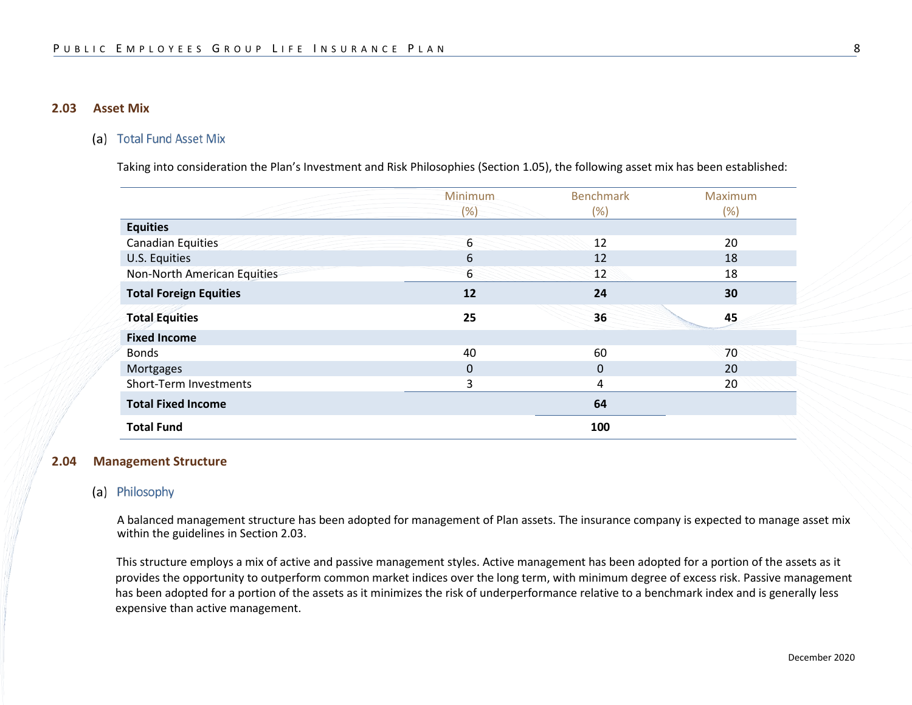## 2.03 Asset Mix

### (a) Total Fund Asset Mix

Taking into consideration the Plan's Investment and Risk Philosophies (Section 1.05), the following asset mix has been established:

| | Minimum (%) | Benchmark (%) | Maximum (%) |
|---|---|---|---|
| **Equities** | | | |
| Canadian Equities | 6 | 12 | 20 |
| U.S. Equities | 6 | 12 | 18 |
| Non-North American Equities | 6 | 12 | 18 |
| **Total Foreign Equities** | **12** | **24** | **30** |
| **Total Equities** | **25** | **36** | **45** |
| **Fixed Income** | | | |
| Bonds | 40 | 60 | 70 |
| Mortgages | 0 | 0 | 20 |
| Short-Term Investments | 3 | 4 | 20 |
| **Total Fixed Income** | | **64** | |
| **Total Fund** | | **100** | |

## 2.04 Management Structure

### (a) Philosophy

A balanced management structure has been adopted for management of Plan assets. The insurance company is expected to manage asset mix within the guidelines in Section 2.03.

This structure employs a mix of active and passive management styles. Active management has been adopted for a portion of the assets as it provides the opportunity to outperform common market indices over the long term, with minimum degree of excess risk. Passive management has been adopted for a portion of the assets as it minimizes the risk of underperformance relative to a benchmark index and is generally less expensive than active management.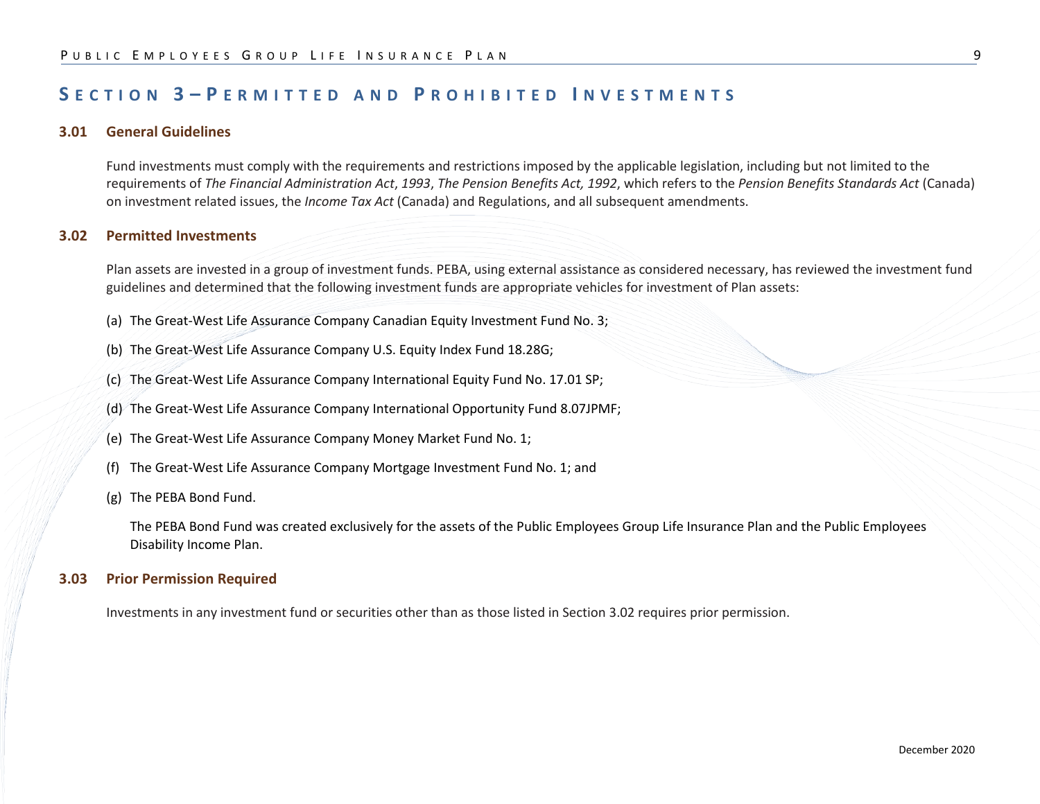# Section 3 – Permitted and Prohibited Investments

## 3.01 General Guidelines

Fund investments must comply with the requirements and restrictions imposed by the applicable legislation, including but not limited to the requirements of *The Financial Administration Act*, *1993*, *The Pension Benefits Act, 1992*, which refers to the *Pension Benefits Standards Act* (Canada) on investment related issues, the *Income Tax Act* (Canada) and Regulations, and all subsequent amendments.

## 3.02 Permitted Investments

Plan assets are invested in a group of investment funds. PEBA, using external assistance as considered necessary, has reviewed the investment fund guidelines and determined that the following investment funds are appropriate vehicles for investment of Plan assets:

(a) The Great-West Life Assurance Company Canadian Equity Investment Fund No. 3;

(b) The Great-West Life Assurance Company U.S. Equity Index Fund 18.28G;

(c) The Great-West Life Assurance Company International Equity Fund No. 17.01 SP;

(d) The Great-West Life Assurance Company International Opportunity Fund 8.07JPMF;

(e) The Great-West Life Assurance Company Money Market Fund No. 1;

(f) The Great-West Life Assurance Company Mortgage Investment Fund No. 1; and

(g) The PEBA Bond Fund.

The PEBA Bond Fund was created exclusively for the assets of the Public Employees Group Life Insurance Plan and the Public Employees Disability Income Plan.

## 3.03 Prior Permission Required

Investments in any investment fund or securities other than as those listed in Section 3.02 requires prior permission.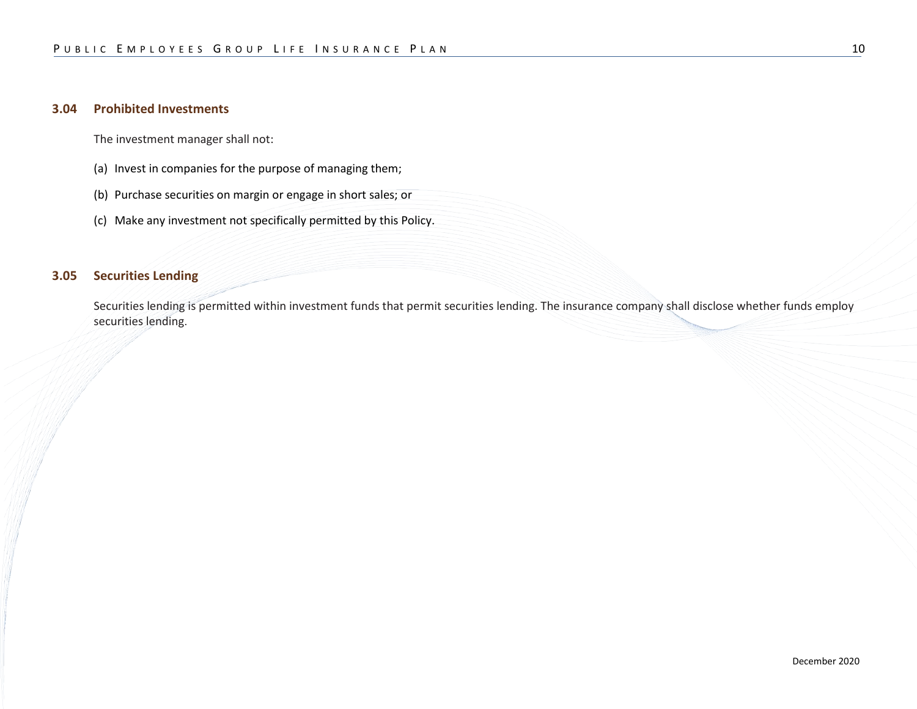### 3.04 Prohibited Investments

The investment manager shall not:

(a) Invest in companies for the purpose of managing them;

(b) Purchase securities on margin or engage in short sales; or

(c) Make any investment not specifically permitted by this Policy.

### 3.05 Securities Lending

Securities lending is permitted within investment funds that permit securities lending. The insurance company shall disclose whether funds employ securities lending.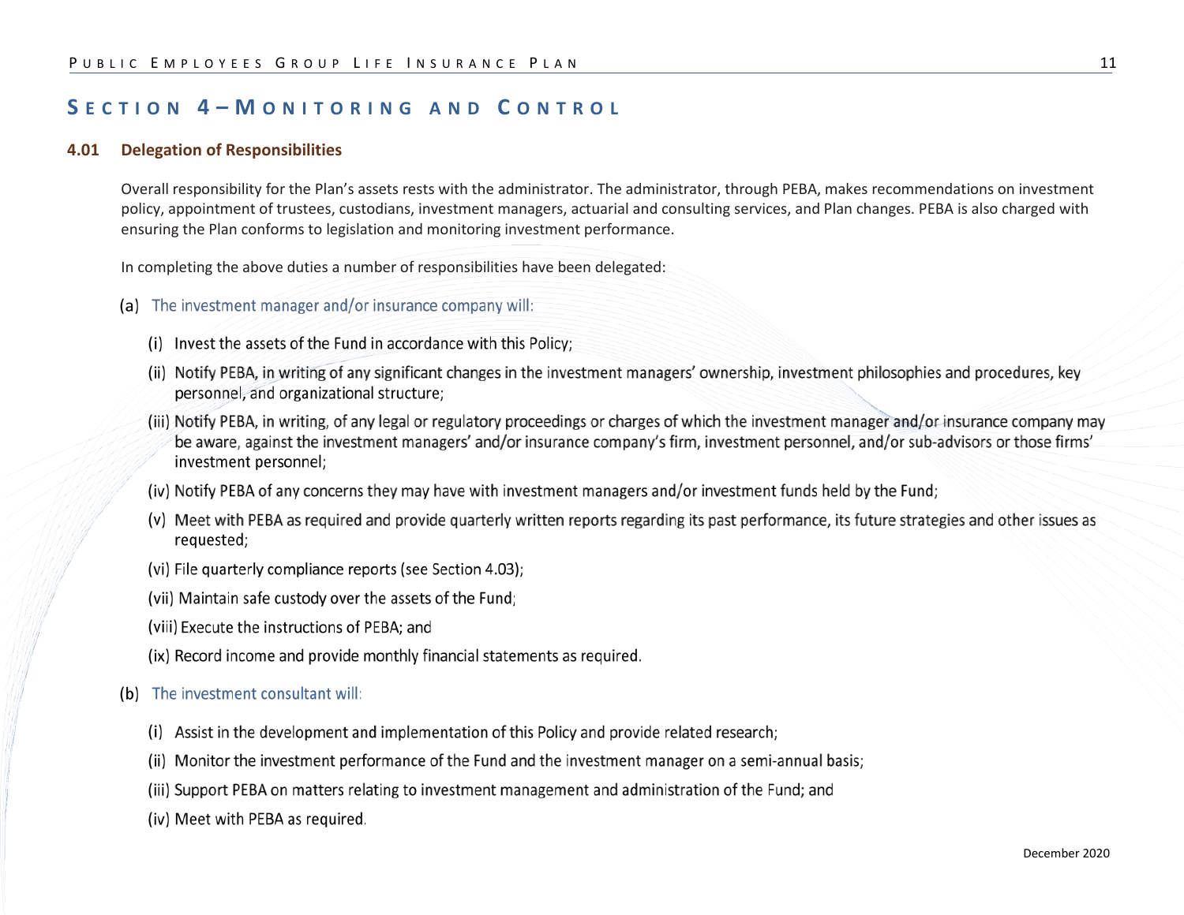## Section 4 – Monitoring and Control

### 4.01 Delegation of Responsibilities

Overall responsibility for the Plan's assets rests with the administrator. The administrator, through PEBA, makes recommendations on investment policy, appointment of trustees, custodians, investment managers, actuarial and consulting services, and Plan changes. PEBA is also charged with ensuring the Plan conforms to legislation and monitoring investment performance.

In completing the above duties a number of responsibilities have been delegated:

(a) The investment manager and/or insurance company will:

(i) Invest the assets of the Fund in accordance with this Policy;

(ii) Notify PEBA, in writing of any significant changes in the investment managers' ownership, investment philosophies and procedures, key personnel, and organizational structure;

(iii) Notify PEBA, in writing, of any legal or regulatory proceedings or charges of which the investment manager and/or insurance company may be aware, against the investment managers' and/or insurance company's firm, investment personnel, and/or sub-advisors or those firms' investment personnel;

(iv) Notify PEBA of any concerns they may have with investment managers and/or investment funds held by the Fund;

(v) Meet with PEBA as required and provide quarterly written reports regarding its past performance, its future strategies and other issues as requested;

(vi) File quarterly compliance reports (see Section 4.03);

(vii) Maintain safe custody over the assets of the Fund;

(viii) Execute the instructions of PEBA; and

(ix) Record income and provide monthly financial statements as required.

(b) The investment consultant will:

(i) Assist in the development and implementation of this Policy and provide related research;

(ii) Monitor the investment performance of the Fund and the investment manager on a semi-annual basis;

(iii) Support PEBA on matters relating to investment management and administration of the Fund; and

(iv) Meet with PEBA as required.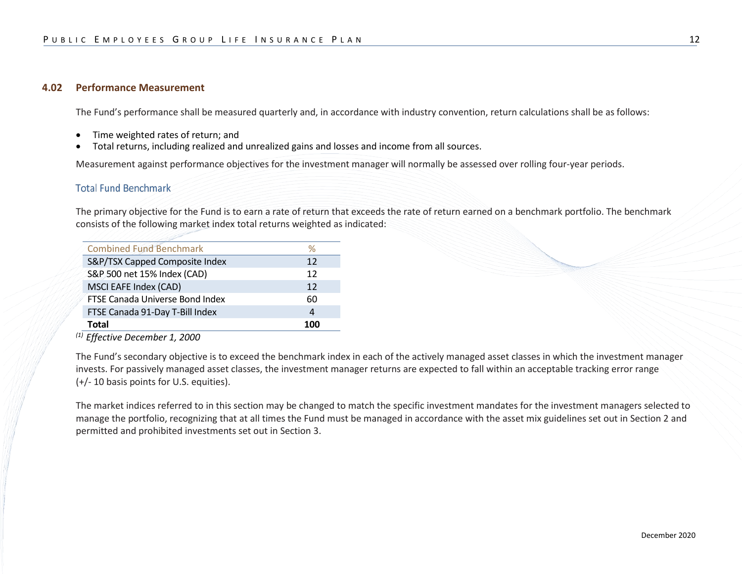## 4.02 Performance Measurement

The Fund's performance shall be measured quarterly and, in accordance with industry convention, return calculations shall be as follows:

- Time weighted rates of return; and
- Total returns, including realized and unrealized gains and losses and income from all sources.

Measurement against performance objectives for the investment manager will normally be assessed over rolling four-year periods.

### Total Fund Benchmark

The primary objective for the Fund is to earn a rate of return that exceeds the rate of return earned on a benchmark portfolio. The benchmark consists of the following market index total returns weighted as indicated:

| Combined Fund Benchmark | % |
|---|---|
| S&P/TSX Capped Composite Index | 12 |
| S&P 500 net 15% Index (CAD) | 12 |
| MSCI EAFE Index (CAD) | 12 |
| FTSE Canada Universe Bond Index | 60 |
| FTSE Canada 91-Day T-Bill Index | 4 |
| **Total** | **100** |

*[(1)] Effective December 1, 2000*

The Fund's secondary objective is to exceed the benchmark index in each of the actively managed asset classes in which the investment manager invests. For passively managed asset classes, the investment manager returns are expected to fall within an acceptable tracking error range (+/- 10 basis points for U.S. equities).

The market indices referred to in this section may be changed to match the specific investment mandates for the investment managers selected to manage the portfolio, recognizing that at all times the Fund must be managed in accordance with the asset mix guidelines set out in Section 2 and permitted and prohibited investments set out in Section 3.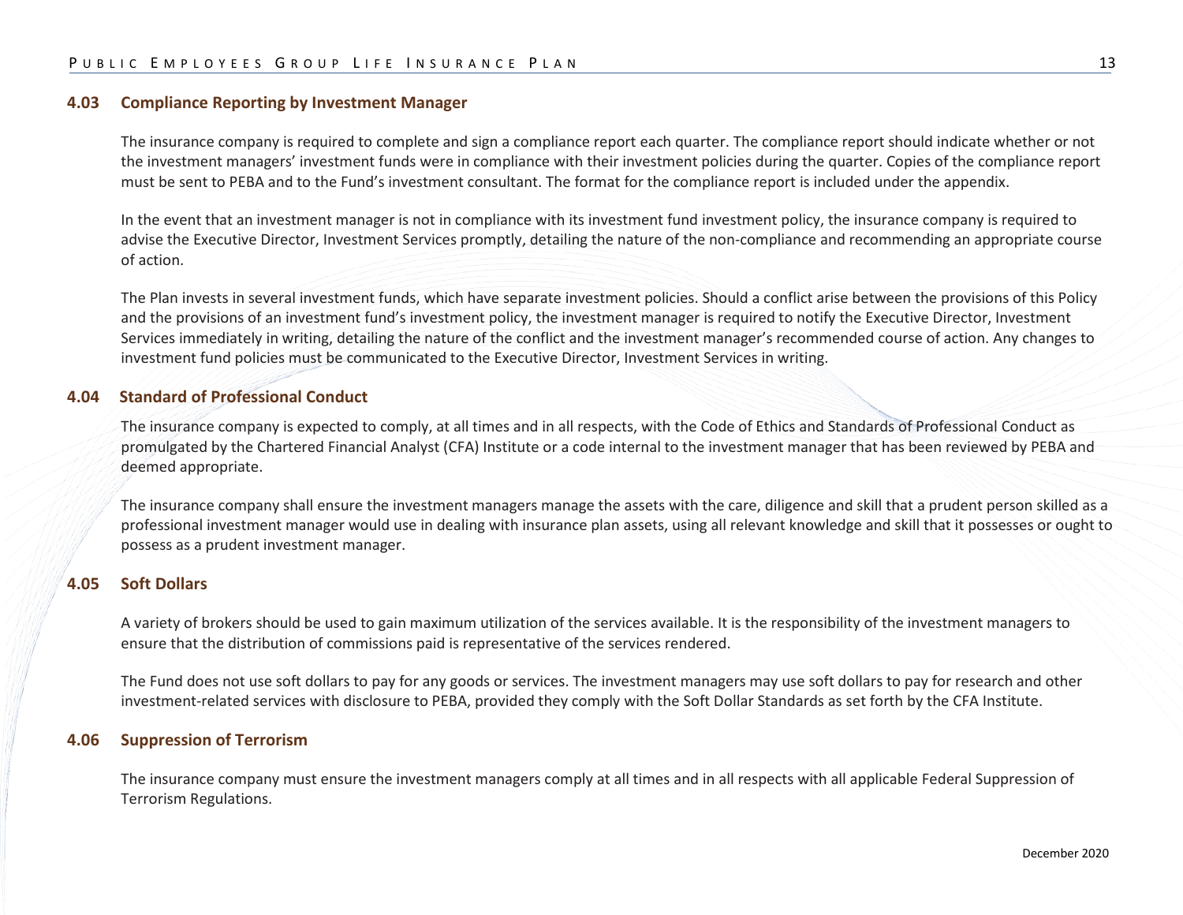### 4.03 Compliance Reporting by Investment Manager

The insurance company is required to complete and sign a compliance report each quarter. The compliance report should indicate whether or not the investment managers' investment funds were in compliance with their investment policies during the quarter. Copies of the compliance report must be sent to PEBA and to the Fund's investment consultant. The format for the compliance report is included under the appendix.

In the event that an investment manager is not in compliance with its investment fund investment policy, the insurance company is required to advise the Executive Director, Investment Services promptly, detailing the nature of the non-compliance and recommending an appropriate course of action.

The Plan invests in several investment funds, which have separate investment policies. Should a conflict arise between the provisions of this Policy and the provisions of an investment fund's investment policy, the investment manager is required to notify the Executive Director, Investment Services immediately in writing, detailing the nature of the conflict and the investment manager's recommended course of action. Any changes to investment fund policies must be communicated to the Executive Director, Investment Services in writing.

### 4.04 Standard of Professional Conduct

The insurance company is expected to comply, at all times and in all respects, with the Code of Ethics and Standards of Professional Conduct as promulgated by the Chartered Financial Analyst (CFA) Institute or a code internal to the investment manager that has been reviewed by PEBA and deemed appropriate.

The insurance company shall ensure the investment managers manage the assets with the care, diligence and skill that a prudent person skilled as a professional investment manager would use in dealing with insurance plan assets, using all relevant knowledge and skill that it possesses or ought to possess as a prudent investment manager.

### 4.05 Soft Dollars

A variety of brokers should be used to gain maximum utilization of the services available. It is the responsibility of the investment managers to ensure that the distribution of commissions paid is representative of the services rendered.

The Fund does not use soft dollars to pay for any goods or services. The investment managers may use soft dollars to pay for research and other investment-related services with disclosure to PEBA, provided they comply with the Soft Dollar Standards as set forth by the CFA Institute.

### 4.06 Suppression of Terrorism

The insurance company must ensure the investment managers comply at all times and in all respects with all applicable Federal Suppression of Terrorism Regulations.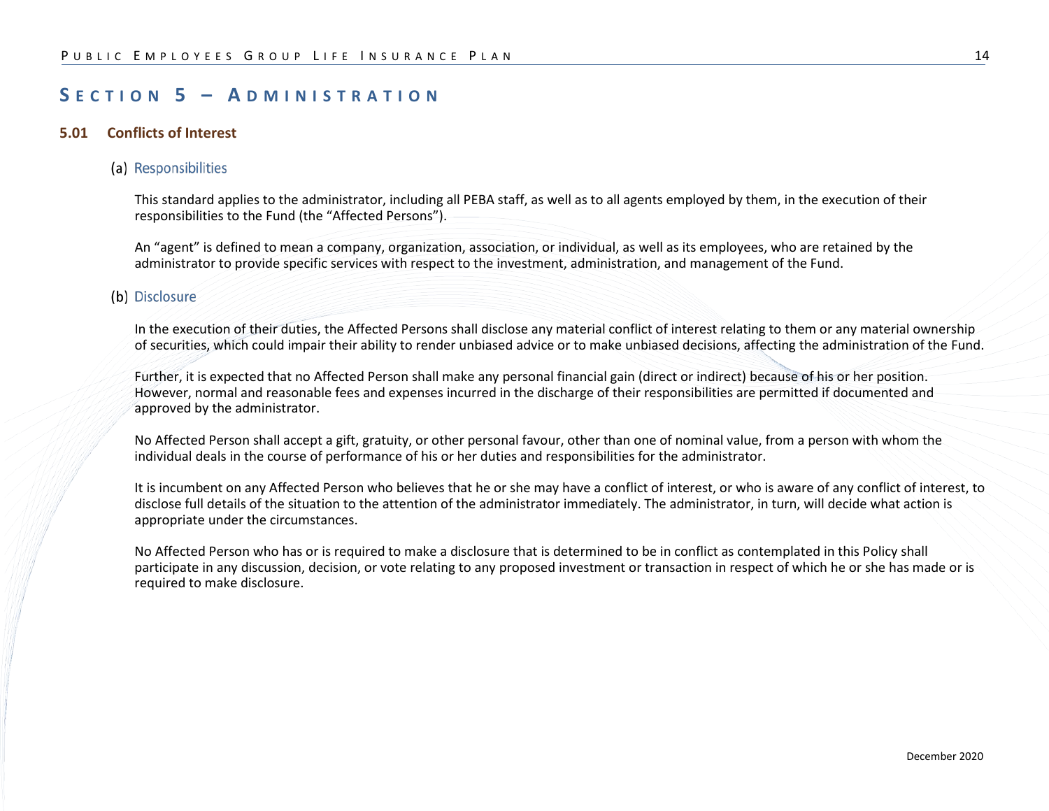# Section 5 – Administration

## 5.01 Conflicts of Interest

### (a) Responsibilities

This standard applies to the administrator, including all PEBA staff, as well as to all agents employed by them, in the execution of their responsibilities to the Fund (the "Affected Persons").

An "agent" is defined to mean a company, organization, association, or individual, as well as its employees, who are retained by the administrator to provide specific services with respect to the investment, administration, and management of the Fund.

### (b) Disclosure

In the execution of their duties, the Affected Persons shall disclose any material conflict of interest relating to them or any material ownership of securities, which could impair their ability to render unbiased advice or to make unbiased decisions, affecting the administration of the Fund.

Further, it is expected that no Affected Person shall make any personal financial gain (direct or indirect) because of his or her position. However, normal and reasonable fees and expenses incurred in the discharge of their responsibilities are permitted if documented and approved by the administrator.

No Affected Person shall accept a gift, gratuity, or other personal favour, other than one of nominal value, from a person with whom the individual deals in the course of performance of his or her duties and responsibilities for the administrator.

It is incumbent on any Affected Person who believes that he or she may have a conflict of interest, or who is aware of any conflict of interest, to disclose full details of the situation to the attention of the administrator immediately. The administrator, in turn, will decide what action is appropriate under the circumstances.

No Affected Person who has or is required to make a disclosure that is determined to be in conflict as contemplated in this Policy shall participate in any discussion, decision, or vote relating to any proposed investment or transaction in respect of which he or she has made or is required to make disclosure.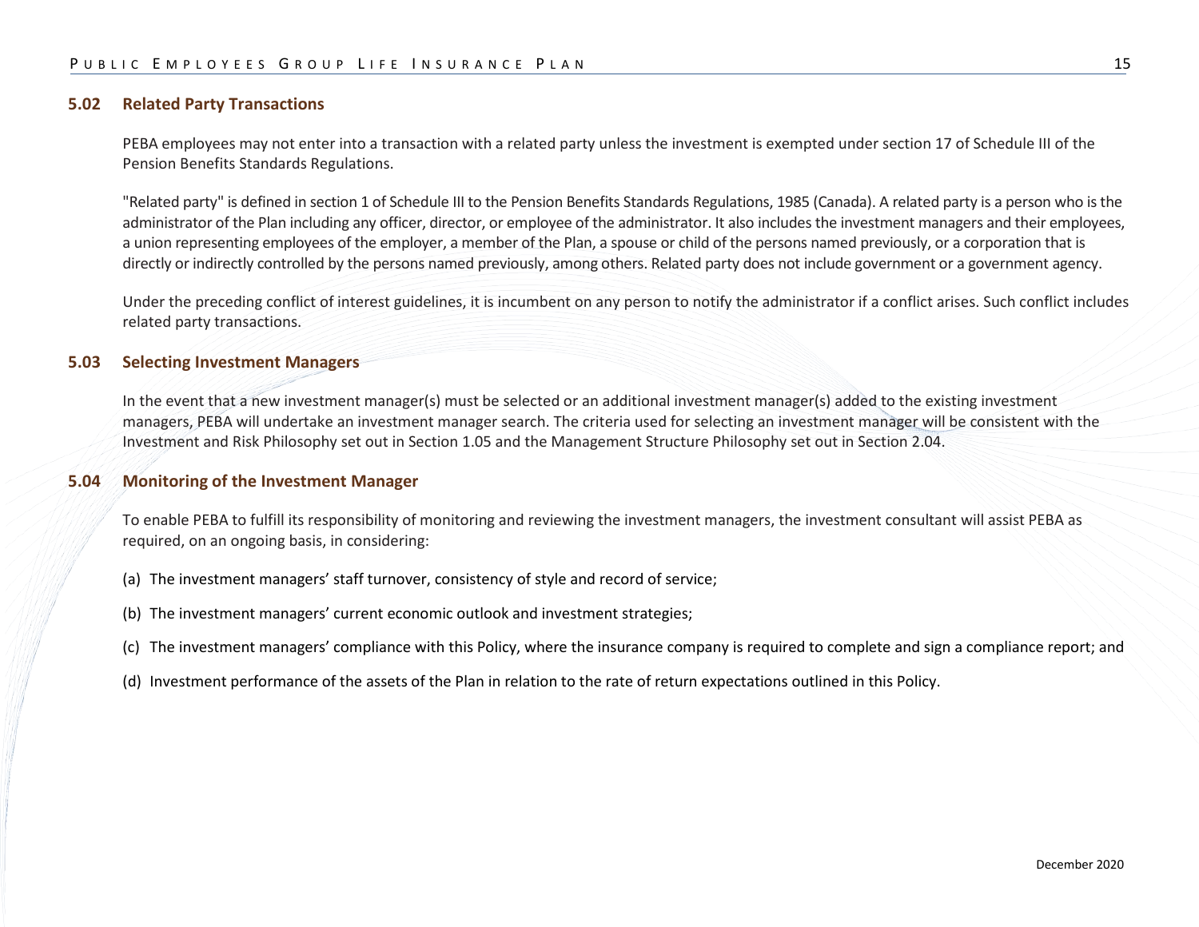### 5.02 Related Party Transactions

PEBA employees may not enter into a transaction with a related party unless the investment is exempted under section 17 of Schedule III of the Pension Benefits Standards Regulations.

"Related party" is defined in section 1 of Schedule III to the Pension Benefits Standards Regulations, 1985 (Canada). A related party is a person who is the administrator of the Plan including any officer, director, or employee of the administrator. It also includes the investment managers and their employees, a union representing employees of the employer, a member of the Plan, a spouse or child of the persons named previously, or a corporation that is directly or indirectly controlled by the persons named previously, among others. Related party does not include government or a government agency.

Under the preceding conflict of interest guidelines, it is incumbent on any person to notify the administrator if a conflict arises. Such conflict includes related party transactions.

### 5.03 Selecting Investment Managers

In the event that a new investment manager(s) must be selected or an additional investment manager(s) added to the existing investment managers, PEBA will undertake an investment manager search. The criteria used for selecting an investment manager will be consistent with the Investment and Risk Philosophy set out in Section 1.05 and the Management Structure Philosophy set out in Section 2.04.

### 5.04 Monitoring of the Investment Manager

To enable PEBA to fulfill its responsibility of monitoring and reviewing the investment managers, the investment consultant will assist PEBA as required, on an ongoing basis, in considering:

(a) The investment managers' staff turnover, consistency of style and record of service;

(b) The investment managers' current economic outlook and investment strategies;

(c) The investment managers' compliance with this Policy, where the insurance company is required to complete and sign a compliance report; and

(d) Investment performance of the assets of the Plan in relation to the rate of return expectations outlined in this Policy.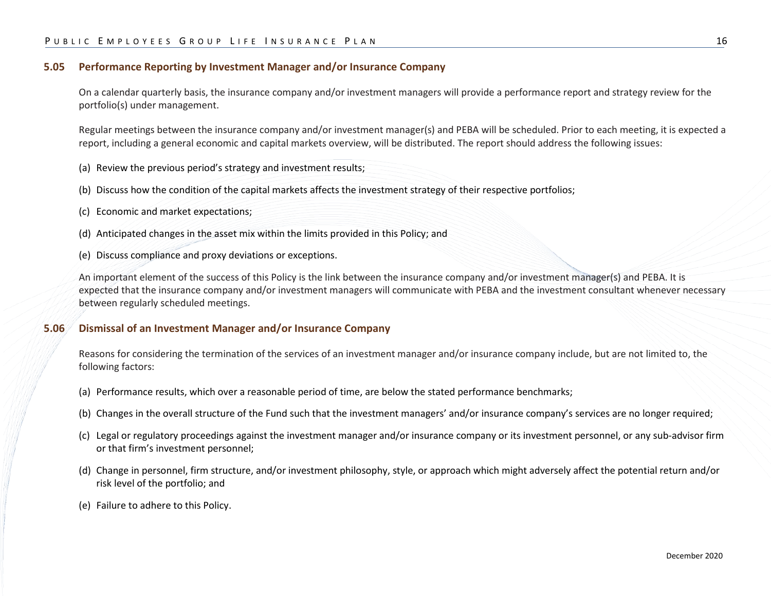### 5.05 Performance Reporting by Investment Manager and/or Insurance Company

On a calendar quarterly basis, the insurance company and/or investment managers will provide a performance report and strategy review for the portfolio(s) under management.

Regular meetings between the insurance company and/or investment manager(s) and PEBA will be scheduled. Prior to each meeting, it is expected a report, including a general economic and capital markets overview, will be distributed. The report should address the following issues:

(a) Review the previous period's strategy and investment results;

(b) Discuss how the condition of the capital markets affects the investment strategy of their respective portfolios;

(c) Economic and market expectations;

(d) Anticipated changes in the asset mix within the limits provided in this Policy; and

(e) Discuss compliance and proxy deviations or exceptions.

An important element of the success of this Policy is the link between the insurance company and/or investment manager(s) and PEBA. It is expected that the insurance company and/or investment managers will communicate with PEBA and the investment consultant whenever necessary between regularly scheduled meetings.

### 5.06 Dismissal of an Investment Manager and/or Insurance Company

Reasons for considering the termination of the services of an investment manager and/or insurance company include, but are not limited to, the following factors:

(a) Performance results, which over a reasonable period of time, are below the stated performance benchmarks;

(b) Changes in the overall structure of the Fund such that the investment managers' and/or insurance company's services are no longer required;

(c) Legal or regulatory proceedings against the investment manager and/or insurance company or its investment personnel, or any sub-advisor firm or that firm's investment personnel;

(d) Change in personnel, firm structure, and/or investment philosophy, style, or approach which might adversely affect the potential return and/or risk level of the portfolio; and

(e) Failure to adhere to this Policy.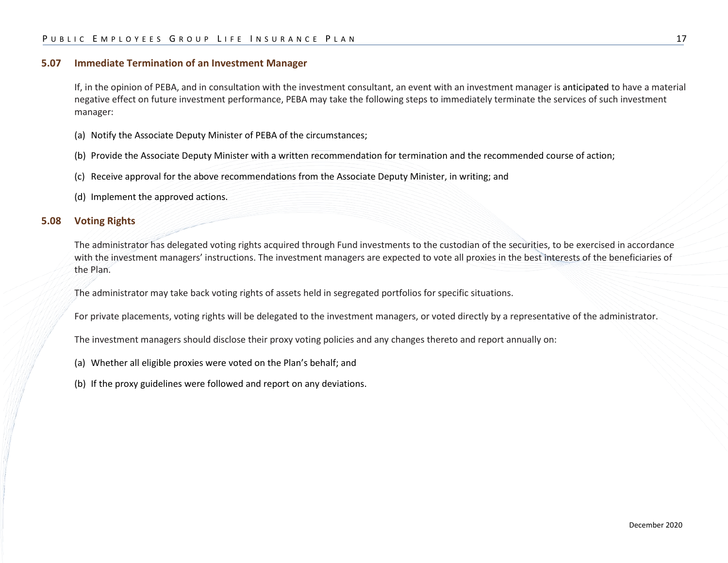### 5.07 Immediate Termination of an Investment Manager

If, in the opinion of PEBA, and in consultation with the investment consultant, an event with an investment manager is anticipated to have a material negative effect on future investment performance, PEBA may take the following steps to immediately terminate the services of such investment manager:

(a) Notify the Associate Deputy Minister of PEBA of the circumstances;

(b) Provide the Associate Deputy Minister with a written recommendation for termination and the recommended course of action;

(c) Receive approval for the above recommendations from the Associate Deputy Minister, in writing; and

(d) Implement the approved actions.

### 5.08 Voting Rights

The administrator has delegated voting rights acquired through Fund investments to the custodian of the securities, to be exercised in accordance with the investment managers' instructions. The investment managers are expected to vote all proxies in the best interests of the beneficiaries of the Plan.

The administrator may take back voting rights of assets held in segregated portfolios for specific situations.

For private placements, voting rights will be delegated to the investment managers, or voted directly by a representative of the administrator.

The investment managers should disclose their proxy voting policies and any changes thereto and report annually on:

(a) Whether all eligible proxies were voted on the Plan's behalf; and

(b) If the proxy guidelines were followed and report on any deviations.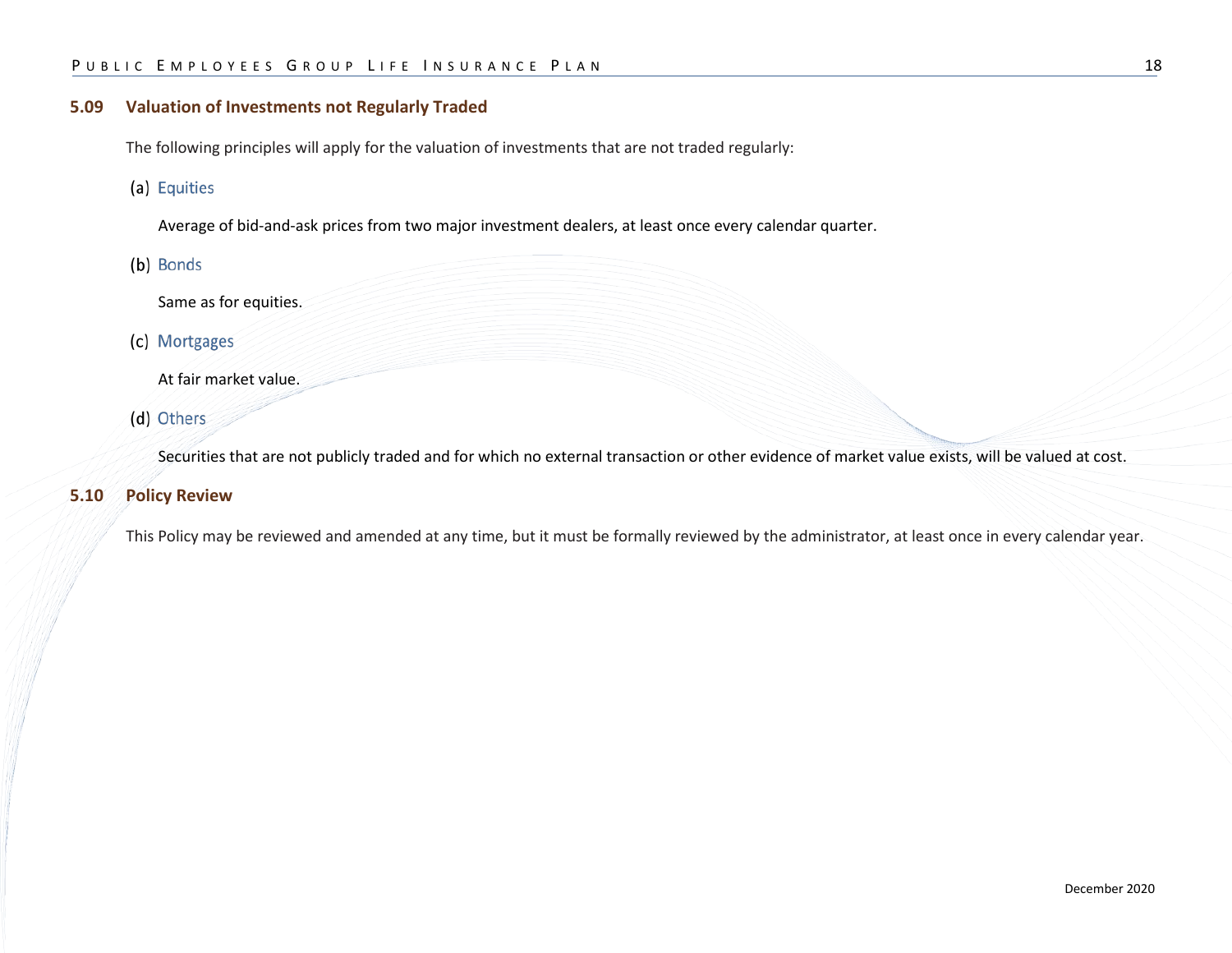## 5.09 Valuation of Investments not Regularly Traded

The following principles will apply for the valuation of investments that are not traded regularly:

### (a) Equities

Average of bid-and-ask prices from two major investment dealers, at least once every calendar quarter.

### (b) Bonds

Same as for equities.

### (c) Mortgages

At fair market value.

### (d) Others

Securities that are not publicly traded and for which no external transaction or other evidence of market value exists, will be valued at cost.

## 5.10 Policy Review

This Policy may be reviewed and amended at any time, but it must be formally reviewed by the administrator, at least once in every calendar year.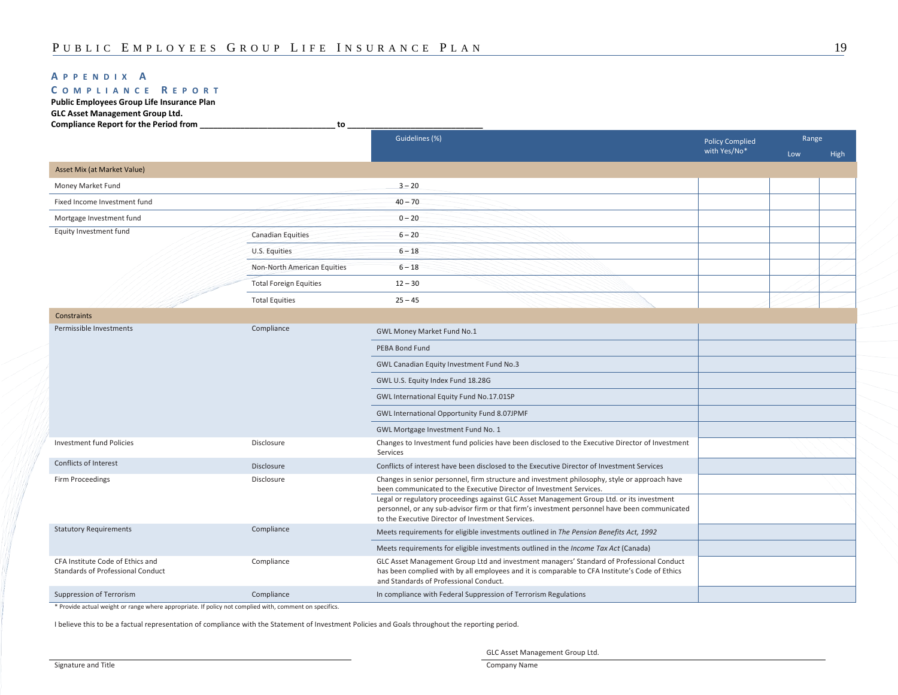## Appendix A

## Compliance Report

**Public Employees Group Life Insurance Plan**

**GLC Asset Management Group Ltd.**

**Compliance Report for the Period from ____________________________ to ____________________________**

| | | Guidelines (%) | Policy Complied with Yes/No* | Range Low | Range High |
|---|---|---|---|---|---|
| **Asset Mix (at Market Value)** | | | | | |
| Money Market Fund | | 3 – 20 | | | |
| Fixed Income Investment fund | | 40 – 70 | | | |
| Mortgage Investment fund | | 0 – 20 | | | |
| Equity Investment fund | Canadian Equities | 6 – 20 | | | |
| | U.S. Equities | 6 – 18 | | | |
| | Non-North American Equities | 6 – 18 | | | |
| | Total Foreign Equities | 12 – 30 | | | |
| | Total Equities | 25 – 45 | | | |
| **Constraints** | | | | | |
| Permissible Investments | Compliance | GWL Money Market Fund No.1 | | | |
| | | PEBA Bond Fund | | | |
| | | GWL Canadian Equity Investment Fund No.3 | | | |
| | | GWL U.S. Equity Index Fund 18.28G | | | |
| | | GWL International Equity Fund No.17.01SP | | | |
| | | GWL International Opportunity Fund 8.07JPMF | | | |
| | | GWL Mortgage Investment Fund No. 1 | | | |
| Investment fund Policies | Disclosure | Changes to Investment fund policies have been disclosed to the Executive Director of Investment Services | | | |
| Conflicts of Interest | Disclosure | Conflicts of interest have been disclosed to the Executive Director of Investment Services | | | |
| Firm Proceedings | Disclosure | Changes in senior personnel, firm structure and investment philosophy, style or approach have been communicated to the Executive Director of Investment Services. | | | |
| | | Legal or regulatory proceedings against GLC Asset Management Group Ltd. or its investment personnel, or any sub-advisor firm or that firm's investment personnel have been communicated to the Executive Director of Investment Services. | | | |
| Statutory Requirements | Compliance | Meets requirements for eligible investments outlined in *The Pension Benefits Act, 1992* | | | |
| | | Meets requirements for eligible investments outlined in the *Income Tax Act* (Canada) | | | |
| CFA Institute Code of Ethics and Standards of Professional Conduct | Compliance | GLC Asset Management Group Ltd and investment managers' Standard of Professional Conduct has been complied with by all employees and it is comparable to CFA Institute's Code of Ethics and Standards of Professional Conduct. | | | |
| Suppression of Terrorism | Compliance | In compliance with Federal Suppression of Terrorism Regulations | | | |

\* Provide actual weight or range where appropriate. If policy not complied with, comment on specifics.

I believe this to be a factual representation of compliance with the Statement of Investment Policies and Goals throughout the reporting period.

______________________________
Signature and Title

GLC Asset Management Group Ltd.
______________________________
Company Name